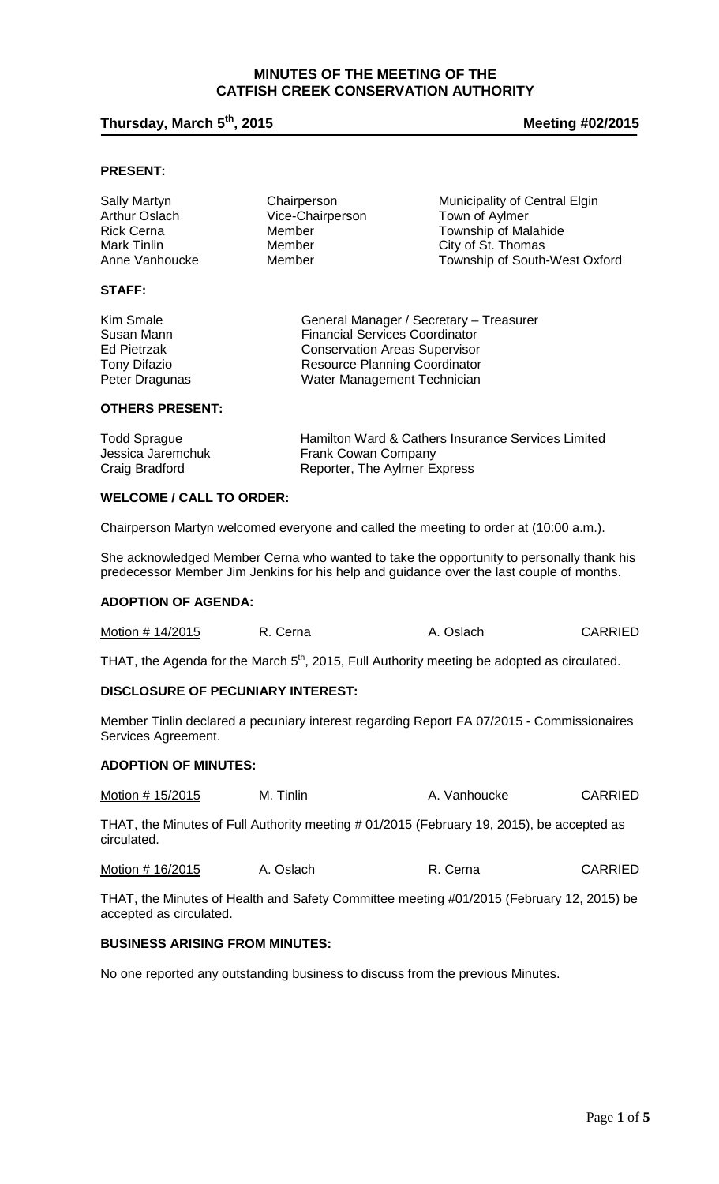# MINUTES OF THE MEETING OF THE CATFISH CREEK CONSERVATION AUTHORITY

**Thursday, March 5th, 2015** **Meeting #02/2015**

## PRESENT:

| | | |
|---|---|---|
| Sally Martyn | Chairperson | Municipality of Central Elgin |
| Arthur Oslach | Vice-Chairperson | Town of Aylmer |
| Rick Cerna | Member | Township of Malahide |
| Mark Tinlin | Member | City of St. Thomas |
| Anne Vanhoucke | Member | Township of South-West Oxford |

## STAFF:

| | |
|---|---|
| Kim Smale | General Manager / Secretary – Treasurer |
| Susan Mann | Financial Services Coordinator |
| Ed Pietrzak | Conservation Areas Supervisor |
| Tony Difazio | Resource Planning Coordinator |
| Peter Dragunas | Water Management Technician |

## OTHERS PRESENT:

| | |
|---|---|
| Todd Sprague | Hamilton Ward & Cathers Insurance Services Limited |
| Jessica Jaremchuk | Frank Cowan Company |
| Craig Bradford | Reporter, The Aylmer Express |

## WELCOME / CALL TO ORDER:

Chairperson Martyn welcomed everyone and called the meeting to order at (10:00 a.m.).

She acknowledged Member Cerna who wanted to take the opportunity to personally thank his predecessor Member Jim Jenkins for his help and guidance over the last couple of months.

## ADOPTION OF AGENDA:

| Motion # 14/2015 | R. Cerna | A. Oslach | CARRIED |
|---|---|---|---|

THAT, the Agenda for the March 5th, 2015, Full Authority meeting be adopted as circulated.

## DISCLOSURE OF PECUNIARY INTEREST:

Member Tinlin declared a pecuniary interest regarding Report FA 07/2015 - Commissionaires Services Agreement.

## ADOPTION OF MINUTES:

| Motion # 15/2015 | M. Tinlin | A. Vanhoucke | CARRIED |
|---|---|---|---|

THAT, the Minutes of Full Authority meeting # 01/2015 (February 19, 2015), be accepted as circulated.

| Motion # 16/2015 | A. Oslach | R. Cerna | CARRIED |
|---|---|---|---|

THAT, the Minutes of Health and Safety Committee meeting #01/2015 (February 12, 2015) be accepted as circulated.

## BUSINESS ARISING FROM MINUTES:

No one reported any outstanding business to discuss from the previous Minutes.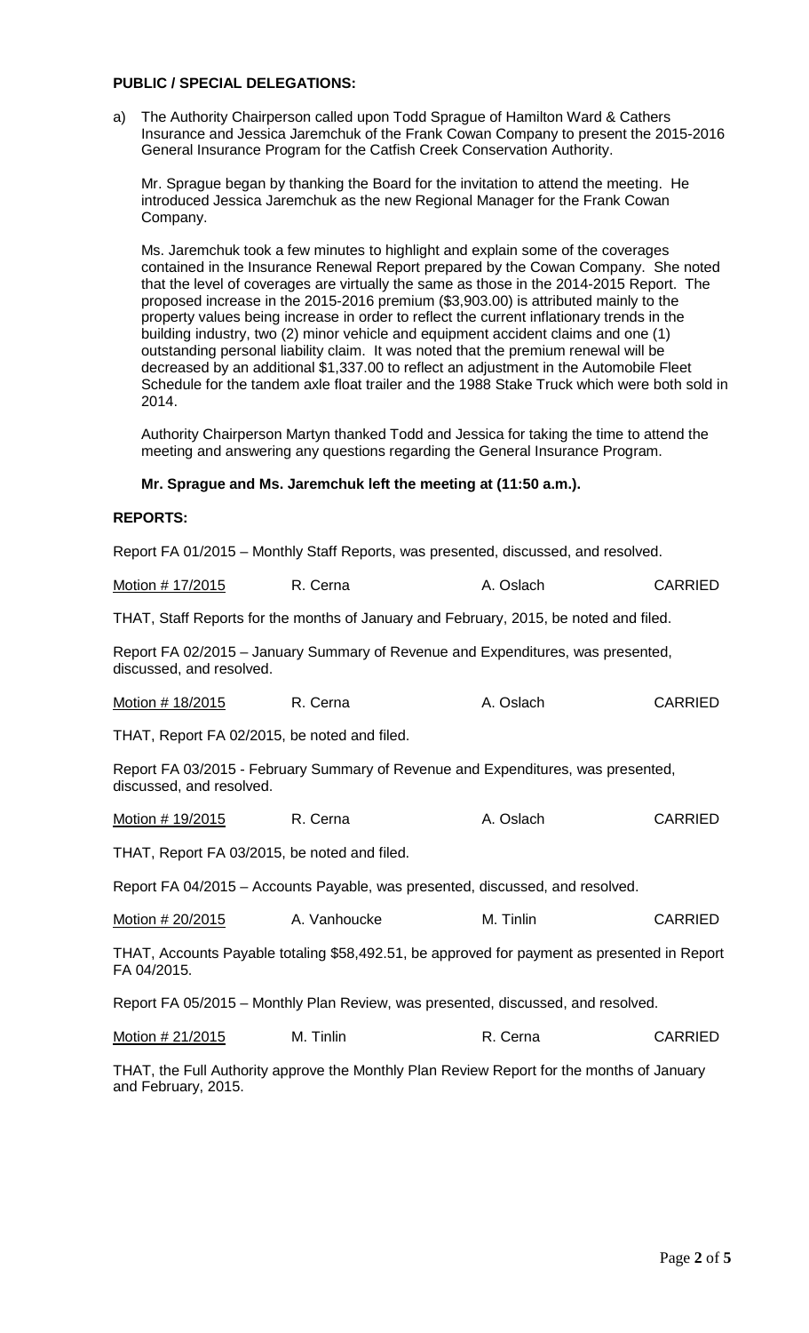**PUBLIC / SPECIAL DELEGATIONS:**

a) The Authority Chairperson called upon Todd Sprague of Hamilton Ward & Cathers Insurance and Jessica Jaremchuk of the Frank Cowan Company to present the 2015-2016 General Insurance Program for the Catfish Creek Conservation Authority.

   Mr. Sprague began by thanking the Board for the invitation to attend the meeting. He introduced Jessica Jaremchuk as the new Regional Manager for the Frank Cowan Company.

   Ms. Jaremchuk took a few minutes to highlight and explain some of the coverages contained in the Insurance Renewal Report prepared by the Cowan Company. She noted that the level of coverages are virtually the same as those in the 2014-2015 Report. The proposed increase in the 2015-2016 premium ($3,903.00) is attributed mainly to the property values being increase in order to reflect the current inflationary trends in the building industry, two (2) minor vehicle and equipment accident claims and one (1) outstanding personal liability claim. It was noted that the premium renewal will be decreased by an additional $1,337.00 to reflect an adjustment in the Automobile Fleet Schedule for the tandem axle float trailer and the 1988 Stake Truck which were both sold in 2014.

   Authority Chairperson Martyn thanked Todd and Jessica for taking the time to attend the meeting and answering any questions regarding the General Insurance Program.

   **Mr. Sprague and Ms. Jaremchuk left the meeting at (11:50 a.m.).**

**REPORTS:**

Report FA 01/2015 – Monthly Staff Reports, was presented, discussed, and resolved.

| Motion # 17/2015 | R. Cerna | A. Oslach | CARRIED |
|---|---|---|---|

THAT, Staff Reports for the months of January and February, 2015, be noted and filed.

Report FA 02/2015 – January Summary of Revenue and Expenditures, was presented, discussed, and resolved.

| Motion # 18/2015 | R. Cerna | A. Oslach | CARRIED |
|---|---|---|---|

THAT, Report FA 02/2015, be noted and filed.

Report FA 03/2015 - February Summary of Revenue and Expenditures, was presented, discussed, and resolved.

| Motion # 19/2015 | R. Cerna | A. Oslach | CARRIED |
|---|---|---|---|

THAT, Report FA 03/2015, be noted and filed.

Report FA 04/2015 – Accounts Payable, was presented, discussed, and resolved.

| Motion # 20/2015 | A. Vanhoucke | M. Tinlin | CARRIED |
|---|---|---|---|

THAT, Accounts Payable totaling $58,492.51, be approved for payment as presented in Report FA 04/2015.

Report FA 05/2015 – Monthly Plan Review, was presented, discussed, and resolved.

| Motion # 21/2015 | M. Tinlin | R. Cerna | CARRIED |
|---|---|---|---|

THAT, the Full Authority approve the Monthly Plan Review Report for the months of January and February, 2015.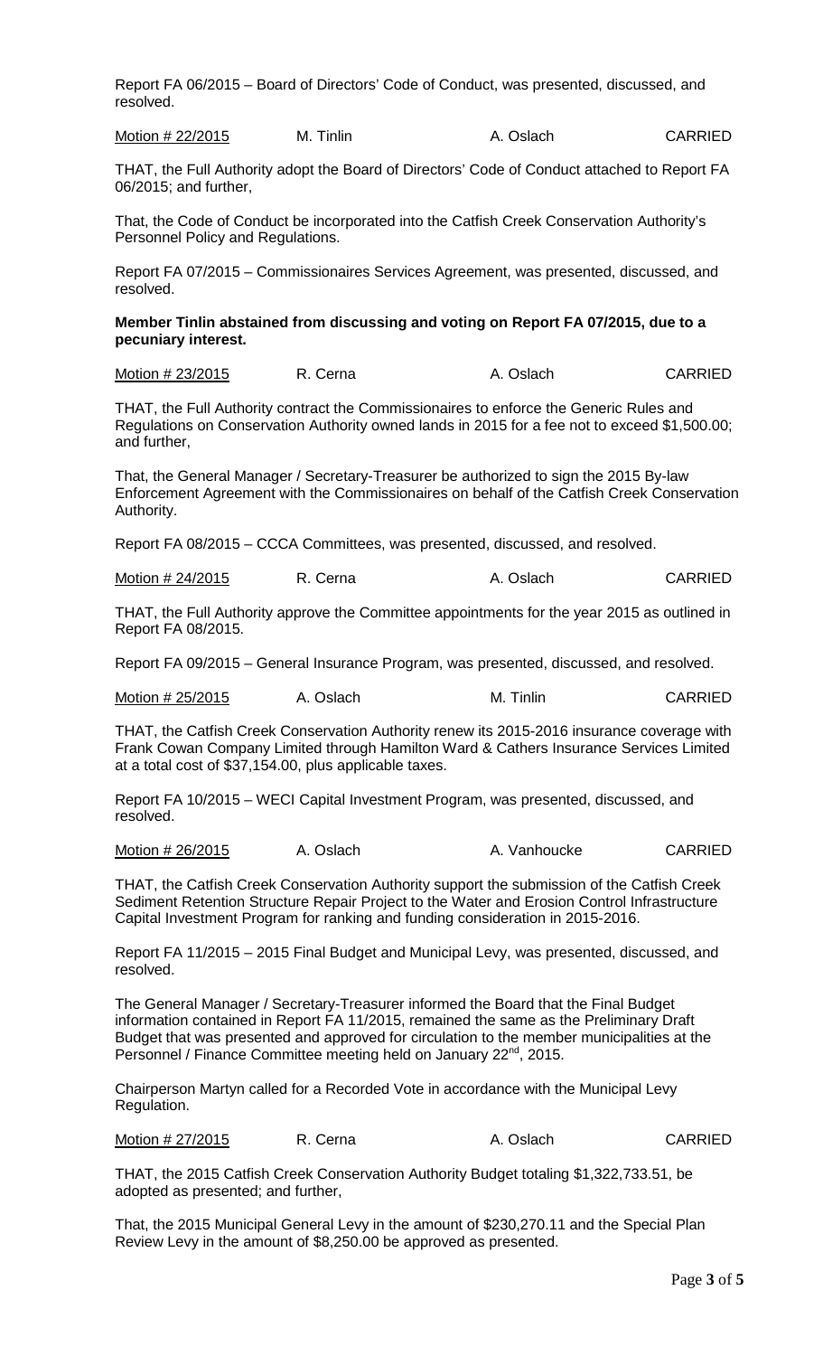Report FA 06/2015 – Board of Directors' Code of Conduct, was presented, discussed, and resolved.

| Motion # 22/2015 | M. Tinlin | A. Oslach | CARRIED |
|---|---|---|---|

THAT, the Full Authority adopt the Board of Directors' Code of Conduct attached to Report FA 06/2015; and further,

That, the Code of Conduct be incorporated into the Catfish Creek Conservation Authority's Personnel Policy and Regulations.

Report FA 07/2015 – Commissionaires Services Agreement, was presented, discussed, and resolved.

**Member Tinlin abstained from discussing and voting on Report FA 07/2015, due to a pecuniary interest.**

| Motion # 23/2015 | R. Cerna | A. Oslach | CARRIED |
|---|---|---|---|

THAT, the Full Authority contract the Commissionaires to enforce the Generic Rules and Regulations on Conservation Authority owned lands in 2015 for a fee not to exceed $1,500.00; and further,

That, the General Manager / Secretary-Treasurer be authorized to sign the 2015 By-law Enforcement Agreement with the Commissionaires on behalf of the Catfish Creek Conservation Authority.

Report FA 08/2015 – CCCA Committees, was presented, discussed, and resolved.

| Motion # 24/2015 | R. Cerna | A. Oslach | CARRIED |
|---|---|---|---|

THAT, the Full Authority approve the Committee appointments for the year 2015 as outlined in Report FA 08/2015.

Report FA 09/2015 – General Insurance Program, was presented, discussed, and resolved.

| Motion # 25/2015 | A. Oslach | M. Tinlin | CARRIED |
|---|---|---|---|

THAT, the Catfish Creek Conservation Authority renew its 2015-2016 insurance coverage with Frank Cowan Company Limited through Hamilton Ward & Cathers Insurance Services Limited at a total cost of $37,154.00, plus applicable taxes.

Report FA 10/2015 – WECI Capital Investment Program, was presented, discussed, and resolved.

| Motion # 26/2015 | A. Oslach | A. Vanhoucke | CARRIED |
|---|---|---|---|

THAT, the Catfish Creek Conservation Authority support the submission of the Catfish Creek Sediment Retention Structure Repair Project to the Water and Erosion Control Infrastructure Capital Investment Program for ranking and funding consideration in 2015-2016.

Report FA 11/2015 – 2015 Final Budget and Municipal Levy, was presented, discussed, and resolved.

The General Manager / Secretary-Treasurer informed the Board that the Final Budget information contained in Report FA 11/2015, remained the same as the Preliminary Draft Budget that was presented and approved for circulation to the member municipalities at the Personnel / Finance Committee meeting held on January 22nd, 2015.

Chairperson Martyn called for a Recorded Vote in accordance with the Municipal Levy Regulation.

| Motion # 27/2015 | R. Cerna | A. Oslach | CARRIED |
|---|---|---|---|

THAT, the 2015 Catfish Creek Conservation Authority Budget totaling $1,322,733.51, be adopted as presented; and further,

That, the 2015 Municipal General Levy in the amount of $230,270.11 and the Special Plan Review Levy in the amount of $8,250.00 be approved as presented.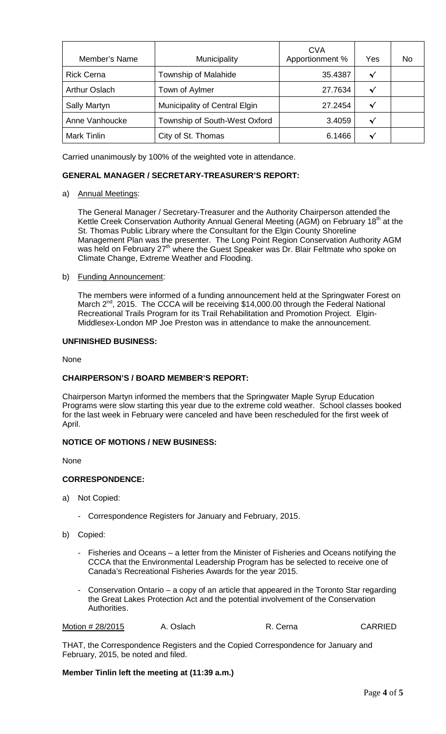| Member's Name | Municipality | CVA Apportionment % | Yes | No |
|---|---|---|---|---|
| Rick Cerna | Township of Malahide | 35.4387 | ✓ | |
| Arthur Oslach | Town of Aylmer | 27.7634 | ✓ | |
| Sally Martyn | Municipality of Central Elgin | 27.2454 | ✓ | |
| Anne Vanhoucke | Township of South-West Oxford | 3.4059 | ✓ | |
| Mark Tinlin | City of St. Thomas | 6.1466 | ✓ | |

Carried unanimously by 100% of the weighted vote in attendance.

**GENERAL MANAGER / SECRETARY-TREASURER'S REPORT:**

a) Annual Meetings:

The General Manager / Secretary-Treasurer and the Authority Chairperson attended the Kettle Creek Conservation Authority Annual General Meeting (AGM) on February 18th at the St. Thomas Public Library where the Consultant for the Elgin County Shoreline Management Plan was the presenter. The Long Point Region Conservation Authority AGM was held on February 27th where the Guest Speaker was Dr. Blair Feltmate who spoke on Climate Change, Extreme Weather and Flooding.

b) Funding Announcement:

The members were informed of a funding announcement held at the Springwater Forest on March 2nd, 2015. The CCCA will be receiving $14,000.00 through the Federal National Recreational Trails Program for its Trail Rehabilitation and Promotion Project. Elgin-Middlesex-London MP Joe Preston was in attendance to make the announcement.

**UNFINISHED BUSINESS:**

None

**CHAIRPERSON'S / BOARD MEMBER'S REPORT:**

Chairperson Martyn informed the members that the Springwater Maple Syrup Education Programs were slow starting this year due to the extreme cold weather. School classes booked for the last week in February were canceled and have been rescheduled for the first week of April.

**NOTICE OF MOTIONS / NEW BUSINESS:**

None

**CORRESPONDENCE:**

a) Not Copied:

- Correspondence Registers for January and February, 2015.

b) Copied:

- Fisheries and Oceans – a letter from the Minister of Fisheries and Oceans notifying the CCCA that the Environmental Leadership Program has be selected to receive one of Canada's Recreational Fisheries Awards for the year 2015.

- Conservation Ontario – a copy of an article that appeared in the Toronto Star regarding the Great Lakes Protection Act and the potential involvement of the Conservation Authorities.

| Motion # 28/2015 | A. Oslach | R. Cerna | CARRIED |
|---|---|---|---|

THAT, the Correspondence Registers and the Copied Correspondence for January and February, 2015, be noted and filed.

**Member Tinlin left the meeting at (11:39 a.m.)**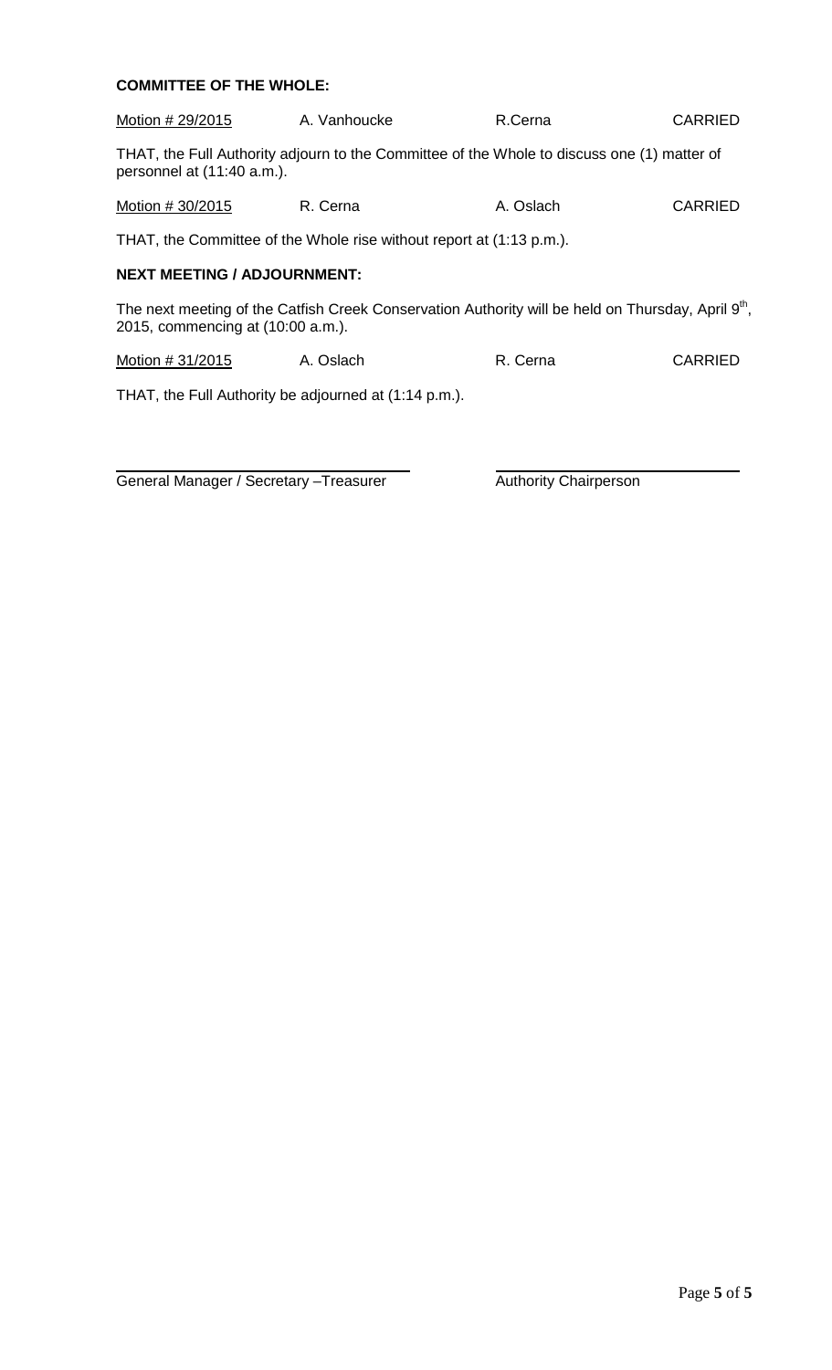**COMMITTEE OF THE WHOLE:**

| | | | |
|---|---|---|---|
| Motion # 29/2015 | A. Vanhoucke | R.Cerna | CARRIED |

THAT, the Full Authority adjourn to the Committee of the Whole to discuss one (1) matter of personnel at (11:40 a.m.).

| | | | |
|---|---|---|---|
| Motion # 30/2015 | R. Cerna | A. Oslach | CARRIED |

THAT, the Committee of the Whole rise without report at (1:13 p.m.).

**NEXT MEETING / ADJOURNMENT:**

The next meeting of the Catfish Creek Conservation Authority will be held on Thursday, April 9th, 2015, commencing at (10:00 a.m.).

| | | | |
|---|---|---|---|
| Motion # 31/2015 | A. Oslach | R. Cerna | CARRIED |

THAT, the Full Authority be adjourned at (1:14 p.m.).

General Manager / Secretary –Treasurer

Authority Chairperson